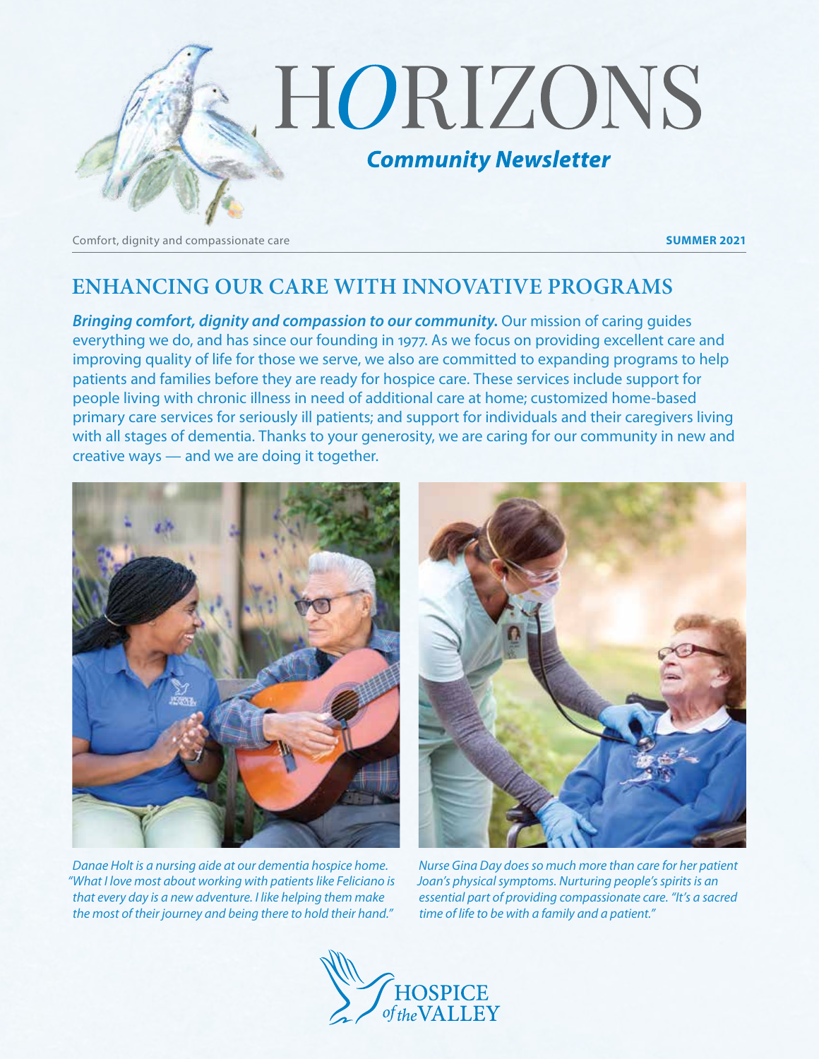# HORIZONS

***Community Newsletter***

Comfort, dignity and compassionate care

**SUMMER 2021**

## ENHANCING OUR CARE WITH INNOVATIVE PROGRAMS

***Bringing comfort, dignity and compassion to our community.*** Our mission of caring guides everything we do, and has since our founding in 1977. As we focus on providing excellent care and improving quality of life for those we serve, we also are committed to expanding programs to help patients and families before they are ready for hospice care. These services include support for people living with chronic illness in need of additional care at home; customized home-based primary care services for seriously ill patients; and support for individuals and their caregivers living with all stages of dementia. Thanks to your generosity, we are caring for our community in new and creative ways — and we are doing it together.

*Danae Holt is a nursing aide at our dementia hospice home. "What I love most about working with patients like Feliciano is that every day is a new adventure. I like helping them make the most of their journey and being there to hold their hand."*

*Nurse Gina Day does so much more than care for her patient Joan's physical symptoms. Nurturing people's spirits is an essential part of providing compassionate care. "It's a sacred time of life to be with a family and a patient."*

HOSPICE *of the* VALLEY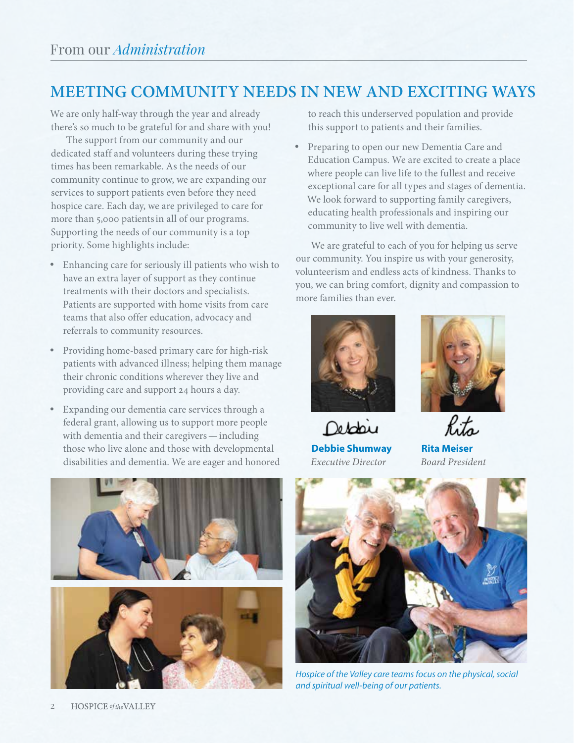From our *Administration*

# MEETING COMMUNITY NEEDS IN NEW AND EXCITING WAYS

We are only half-way through the year and already there's so much to be grateful for and share with you!

The support from our community and our dedicated staff and volunteers during these trying times has been remarkable. As the needs of our community continue to grow, we are expanding our services to support patients even before they need hospice care. Each day, we are privileged to care for more than 5,000 patients in all of our programs. Supporting the needs of our community is a top priority. Some highlights include:

- Enhancing care for seriously ill patients who wish to have an extra layer of support as they continue treatments with their doctors and specialists. Patients are supported with home visits from care teams that also offer education, advocacy and referrals to community resources.
- Providing home-based primary care for high-risk patients with advanced illness; helping them manage their chronic conditions wherever they live and providing care and support 24 hours a day.
- Expanding our dementia care services through a federal grant, allowing us to support more people with dementia and their caregivers — including those who live alone and those with developmental disabilities and dementia. We are eager and honored to reach this underserved population and provide this support to patients and their families.
- Preparing to open our new Dementia Care and Education Campus. We are excited to create a place where people can live life to the fullest and receive exceptional care for all types and stages of dementia. We look forward to supporting family caregivers, educating health professionals and inspiring our community to live well with dementia.

We are grateful to each of you for helping us serve our community. You inspire us with your generosity, volunteerism and endless acts of kindness. Thanks to you, we can bring comfort, dignity and compassion to more families than ever.

Debbie

**Debbie Shumway**
*Executive Director*

Rita

**Rita Meiser**
*Board President*

*Hospice of the Valley care teams focus on the physical, social and spiritual well-being of our patients.*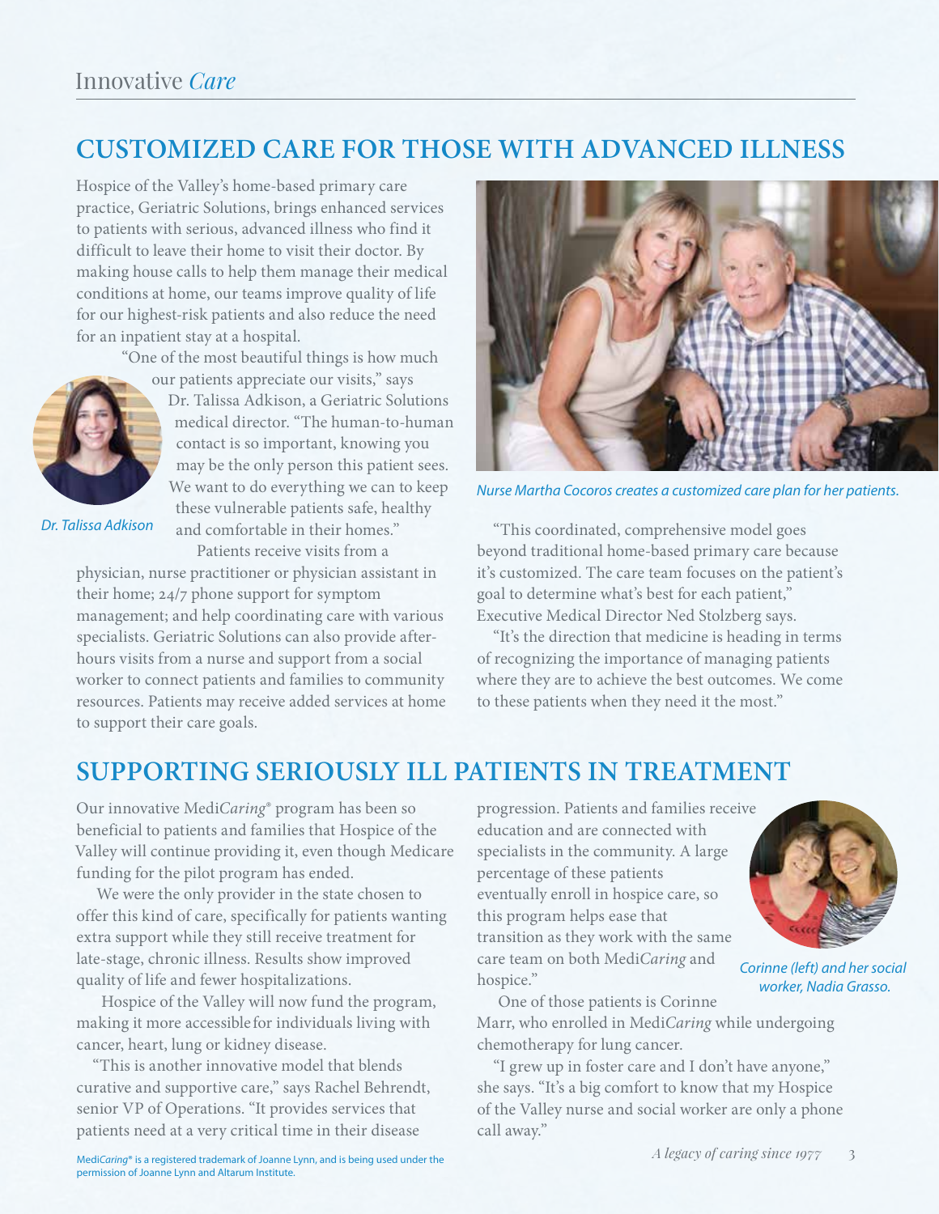Innovative *Care*

## CUSTOMIZED CARE FOR THOSE WITH ADVANCED ILLNESS

Hospice of the Valley's home-based primary care practice, Geriatric Solutions, brings enhanced services to patients with serious, advanced illness who find it difficult to leave their home to visit their doctor. By making house calls to help them manage their medical conditions at home, our teams improve quality of life for our highest-risk patients and also reduce the need for an inpatient stay at a hospital.

"One of the most beautiful things is how much our patients appreciate our visits," says Dr. Talissa Adkison, a Geriatric Solutions medical director. "The human-to-human contact is so important, knowing you may be the only person this patient sees. We want to do everything we can to keep these vulnerable patients safe, healthy and comfortable in their homes."

*Dr. Talissa Adkison*

Patients receive visits from a physician, nurse practitioner or physician assistant in their home; 24/7 phone support for symptom management; and help coordinating care with various specialists. Geriatric Solutions can also provide after-hours visits from a nurse and support from a social worker to connect patients and families to community resources. Patients may receive added services at home to support their care goals.

*Nurse Martha Cocoros creates a customized care plan for her patients.*

"This coordinated, comprehensive model goes beyond traditional home-based primary care because it's customized. The care team focuses on the patient's goal to determine what's best for each patient," Executive Medical Director Ned Stolzberg says.

"It's the direction that medicine is heading in terms of recognizing the importance of managing patients where they are to achieve the best outcomes. We come to these patients when they need it the most."

## SUPPORTING SERIOUSLY ILL PATIENTS IN TREATMENT

Our innovative Medi*Caring*® program has been so beneficial to patients and families that Hospice of the Valley will continue providing it, even though Medicare funding for the pilot program has ended.

We were the only provider in the state chosen to offer this kind of care, specifically for patients wanting extra support while they still receive treatment for late-stage, chronic illness. Results show improved quality of life and fewer hospitalizations.

Hospice of the Valley will now fund the program, making it more accessible for individuals living with cancer, heart, lung or kidney disease.

"This is another innovative model that blends curative and supportive care," says Rachel Behrendt, senior VP of Operations. "It provides services that patients need at a very critical time in their disease progression. Patients and families receive education and are connected with specialists in the community. A large percentage of these patients eventually enroll in hospice care, so this program helps ease that transition as they work with the same care team on both Medi*Caring* and hospice."

One of those patients is Corinne Marr, who enrolled in Medi*Caring* while undergoing chemotherapy for lung cancer.

"I grew up in foster care and I don't have anyone," she says. "It's a big comfort to know that my Hospice of the Valley nurse and social worker are only a phone call away."

*Corinne (left) and her social worker, Nadia Grasso.*

Medi*Caring*® is a registered trademark of Joanne Lynn, and is being used under the permission of Joanne Lynn and Altarum Institute.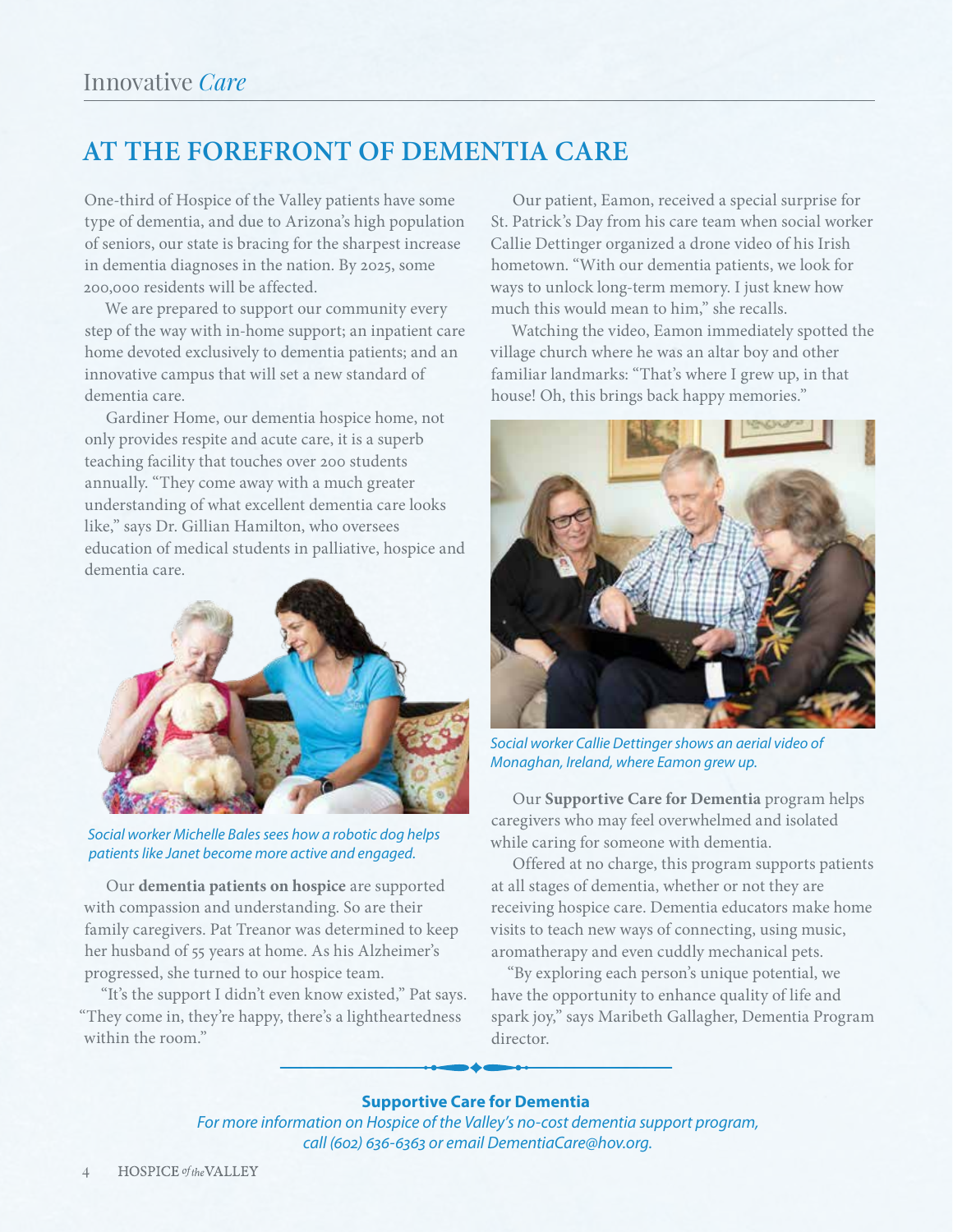# AT THE FOREFRONT OF DEMENTIA CARE

One-third of Hospice of the Valley patients have some type of dementia, and due to Arizona's high population of seniors, our state is bracing for the sharpest increase in dementia diagnoses in the nation. By 2025, some 200,000 residents will be affected.

We are prepared to support our community every step of the way with in-home support; an inpatient care home devoted exclusively to dementia patients; and an innovative campus that will set a new standard of dementia care.

Gardiner Home, our dementia hospice home, not only provides respite and acute care, it is a superb teaching facility that touches over 200 students annually. "They come away with a much greater understanding of what excellent dementia care looks like," says Dr. Gillian Hamilton, who oversees education of medical students in palliative, hospice and dementia care.

*Social worker Michelle Bales sees how a robotic dog helps patients like Janet become more active and engaged.*

Our **dementia patients on hospice** are supported with compassion and understanding. So are their family caregivers. Pat Treanor was determined to keep her husband of 55 years at home. As his Alzheimer's progressed, she turned to our hospice team.

"It's the support I didn't even know existed," Pat says. "They come in, they're happy, there's a lightheartedness within the room."

Our patient, Eamon, received a special surprise for St. Patrick's Day from his care team when social worker Callie Dettinger organized a drone video of his Irish hometown. "With our dementia patients, we look for ways to unlock long-term memory. I just knew how much this would mean to him," she recalls.

Watching the video, Eamon immediately spotted the village church where he was an altar boy and other familiar landmarks: "That's where I grew up, in that house! Oh, this brings back happy memories."

*Social worker Callie Dettinger shows an aerial video of Monaghan, Ireland, where Eamon grew up.*

Our **Supportive Care for Dementia** program helps caregivers who may feel overwhelmed and isolated while caring for someone with dementia.

Offered at no charge, this program supports patients at all stages of dementia, whether or not they are receiving hospice care. Dementia educators make home visits to teach new ways of connecting, using music, aromatherapy and even cuddly mechanical pets.

"By exploring each person's unique potential, we have the opportunity to enhance quality of life and spark joy," says Maribeth Gallagher, Dementia Program director.

**Supportive Care for Dementia**

*For more information on Hospice of the Valley's no-cost dementia support program, call (602) 636-6363 or email DementiaCare@hov.org.*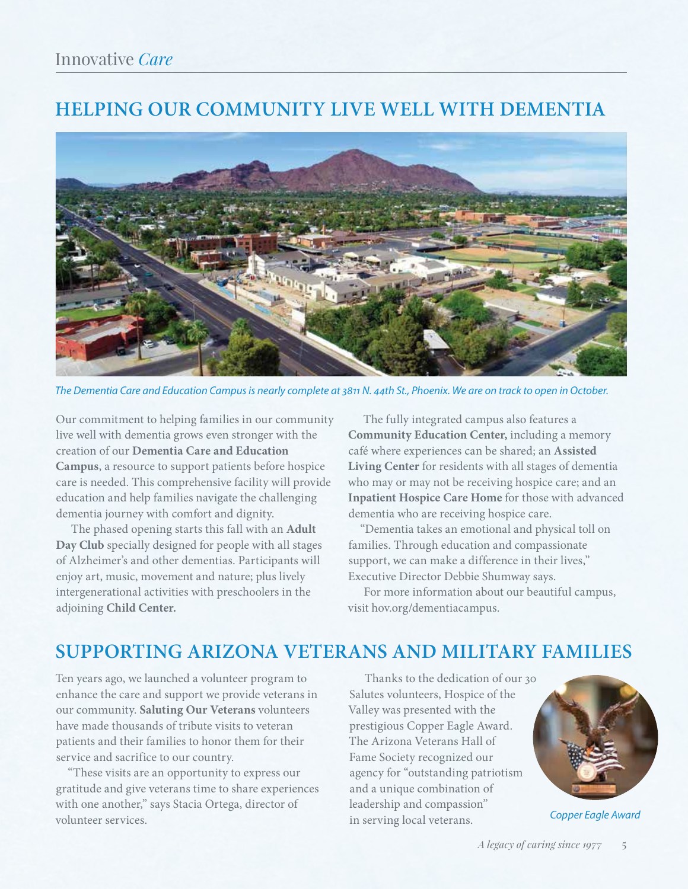Innovative *Care*

## HELPING OUR COMMUNITY LIVE WELL WITH DEMENTIA

*The Dementia Care and Education Campus is nearly complete at 3811 N. 44th St., Phoenix. We are on track to open in October.*

Our commitment to helping families in our community live well with dementia grows even stronger with the creation of our **Dementia Care and Education Campus**, a resource to support patients before hospice care is needed. This comprehensive facility will provide education and help families navigate the challenging dementia journey with comfort and dignity.

The phased opening starts this fall with an **Adult Day Club** specially designed for people with all stages of Alzheimer's and other dementias. Participants will enjoy art, music, movement and nature; plus lively intergenerational activities with preschoolers in the adjoining **Child Center.**

The fully integrated campus also features a **Community Education Center,** including a memory café where experiences can be shared; an **Assisted Living Center** for residents with all stages of dementia who may or may not be receiving hospice care; and an **Inpatient Hospice Care Home** for those with advanced dementia who are receiving hospice care.

"Dementia takes an emotional and physical toll on families. Through education and compassionate support, we can make a difference in their lives," Executive Director Debbie Shumway says.

For more information about our beautiful campus, visit hov.org/dementiacampus.

## SUPPORTING ARIZONA VETERANS AND MILITARY FAMILIES

Ten years ago, we launched a volunteer program to enhance the care and support we provide veterans in our community. **Saluting Our Veterans** volunteers have made thousands of tribute visits to veteran patients and their families to honor them for their service and sacrifice to our country.

"These visits are an opportunity to express our gratitude and give veterans time to share experiences with one another," says Stacia Ortega, director of volunteer services.

Thanks to the dedication of our 30 Salutes volunteers, Hospice of the Valley was presented with the prestigious Copper Eagle Award. The Arizona Veterans Hall of Fame Society recognized our agency for "outstanding patriotism and a unique combination of leadership and compassion" in serving local veterans.

*Copper Eagle Award*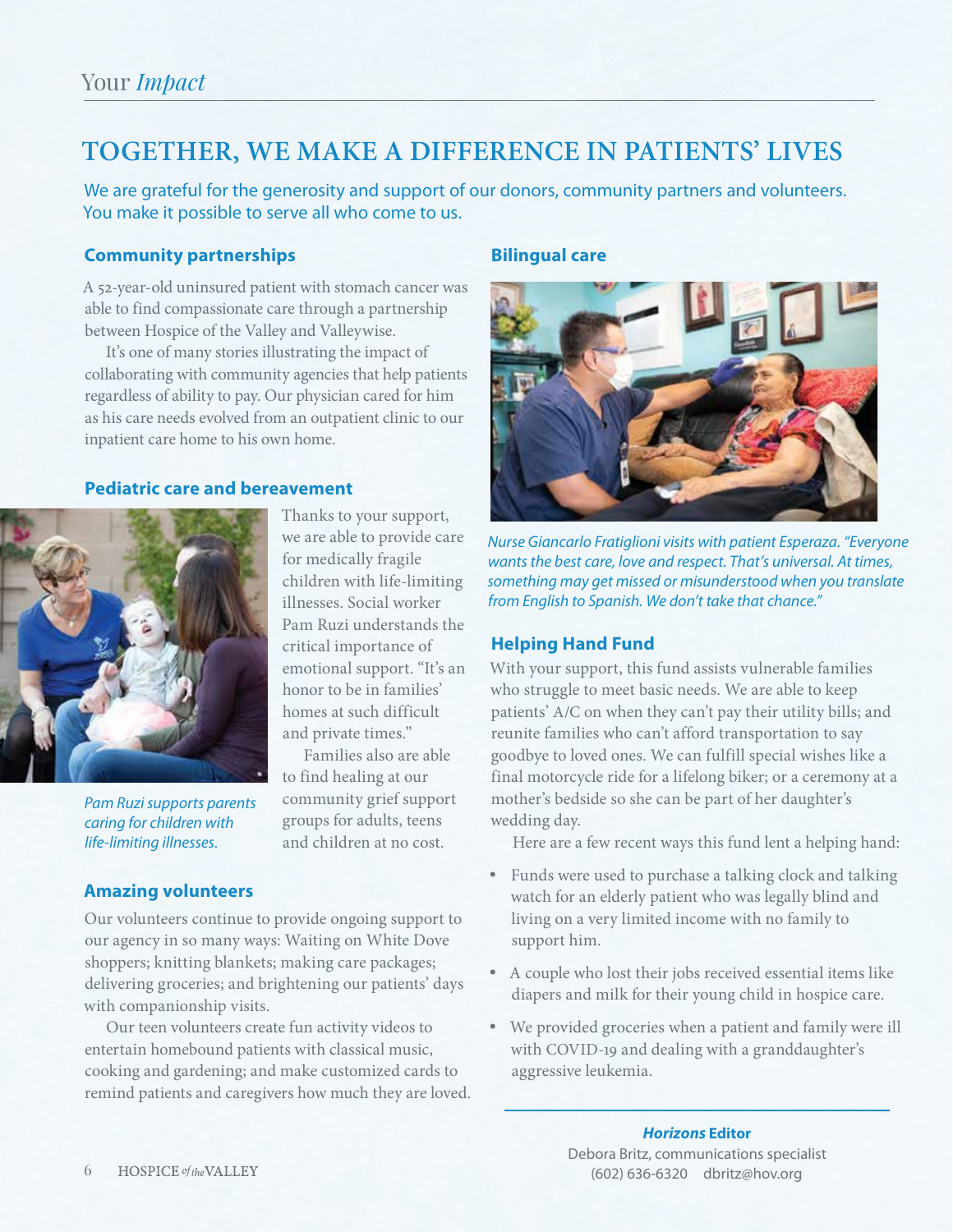Your *Impact*

# TOGETHER, WE MAKE A DIFFERENCE IN PATIENTS' LIVES

We are grateful for the generosity and support of our donors, community partners and volunteers. You make it possible to serve all who come to us.

## Community partnerships

A 52-year-old uninsured patient with stomach cancer was able to find compassionate care through a partnership between Hospice of the Valley and Valleywise.

It's one of many stories illustrating the impact of collaborating with community agencies that help patients regardless of ability to pay. Our physician cared for him as his care needs evolved from an outpatient clinic to our inpatient care home to his own home.

## Pediatric care and bereavement

*Pam Ruzi supports parents caring for children with life-limiting illnesses.*

Thanks to your support, we are able to provide care for medically fragile children with life-limiting illnesses. Social worker Pam Ruzi understands the critical importance of emotional support. "It's an honor to be in families' homes at such difficult and private times."

Families also are able to find healing at our community grief support groups for adults, teens and children at no cost.

## Amazing volunteers

Our volunteers continue to provide ongoing support to our agency in so many ways: Waiting on White Dove shoppers; knitting blankets; making care packages; delivering groceries; and brightening our patients' days with companionship visits.

Our teen volunteers create fun activity videos to entertain homebound patients with classical music, cooking and gardening; and make customized cards to remind patients and caregivers how much they are loved.

## Bilingual care

*Nurse Giancarlo Fratiglioni visits with patient Esperaza. "Everyone wants the best care, love and respect. That's universal. At times, something may get missed or misunderstood when you translate from English to Spanish. We don't take that chance."*

## Helping Hand Fund

With your support, this fund assists vulnerable families who struggle to meet basic needs. We are able to keep patients' A/C on when they can't pay their utility bills; and reunite families who can't afford transportation to say goodbye to loved ones. We can fulfill special wishes like a final motorcycle ride for a lifelong biker; or a ceremony at a mother's bedside so she can be part of her daughter's wedding day.

Here are a few recent ways this fund lent a helping hand:

- Funds were used to purchase a talking clock and talking watch for an elderly patient who was legally blind and living on a very limited income with no family to support him.
- A couple who lost their jobs received essential items like diapers and milk for their young child in hospice care.
- We provided groceries when a patient and family were ill with COVID-19 and dealing with a granddaughter's aggressive leukemia.

***Horizons*** **Editor**
Debora Britz, communications specialist
(602) 636-6320 dbritz@hov.org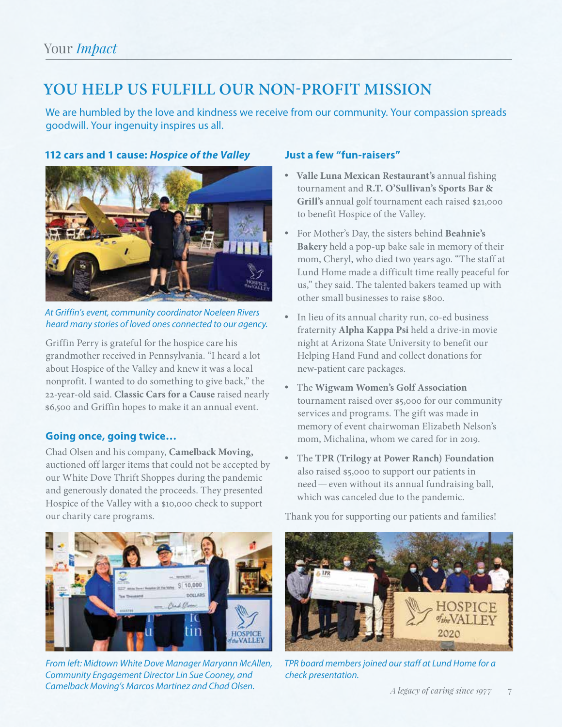Your *Impact*

# YOU HELP US FULFILL OUR NON-PROFIT MISSION

We are humbled by the love and kindness we receive from our community. Your compassion spreads goodwill. Your ingenuity inspires us all.

### 112 cars and 1 cause: *Hospice of the Valley*

*At Griffin's event, community coordinator Noeleen Rivers heard many stories of loved ones connected to our agency.*

Griffin Perry is grateful for the hospice care his grandmother received in Pennsylvania. "I heard a lot about Hospice of the Valley and knew it was a local nonprofit. I wanted to do something to give back," the 22-year-old said. **Classic Cars for a Cause** raised nearly $6,500 and Griffin hopes to make it an annual event.

### Going once, going twice…

Chad Olsen and his company, **Camelback Moving,** auctioned off larger items that could not be accepted by our White Dove Thrift Shoppes during the pandemic and generously donated the proceeds. They presented Hospice of the Valley with a $10,000 check to support our charity care programs.

*From left: Midtown White Dove Manager Maryann McAllen, Community Engagement Director Lin Sue Cooney, and Camelback Moving's Marcos Martinez and Chad Olsen.*

### Just a few "fun-raisers"

- **Valle Luna Mexican Restaurant's** annual fishing tournament and **R.T. O'Sullivan's Sports Bar & Grill's** annual golf tournament each raised $21,000 to benefit Hospice of the Valley.
- For Mother's Day, the sisters behind **Beahnie's Bakery** held a pop-up bake sale in memory of their mom, Cheryl, who died two years ago. "The staff at Lund Home made a difficult time really peaceful for us," they said. The talented bakers teamed up with other small businesses to raise $800.
- In lieu of its annual charity run, co-ed business fraternity **Alpha Kappa Psi** held a drive-in movie night at Arizona State University to benefit our Helping Hand Fund and collect donations for new-patient care packages.
- The **Wigwam Women's Golf Association** tournament raised over $5,000 for our community services and programs. The gift was made in memory of event chairwoman Elizabeth Nelson's mom, Michalina, whom we cared for in 2019.
- The **TPR (Trilogy at Power Ranch) Foundation** also raised $5,000 to support our patients in need — even without its annual fundraising ball, which was canceled due to the pandemic.

Thank you for supporting our patients and families!

*TPR board members joined our staff at Lund Home for a check presentation.*

*A legacy of caring since 1977*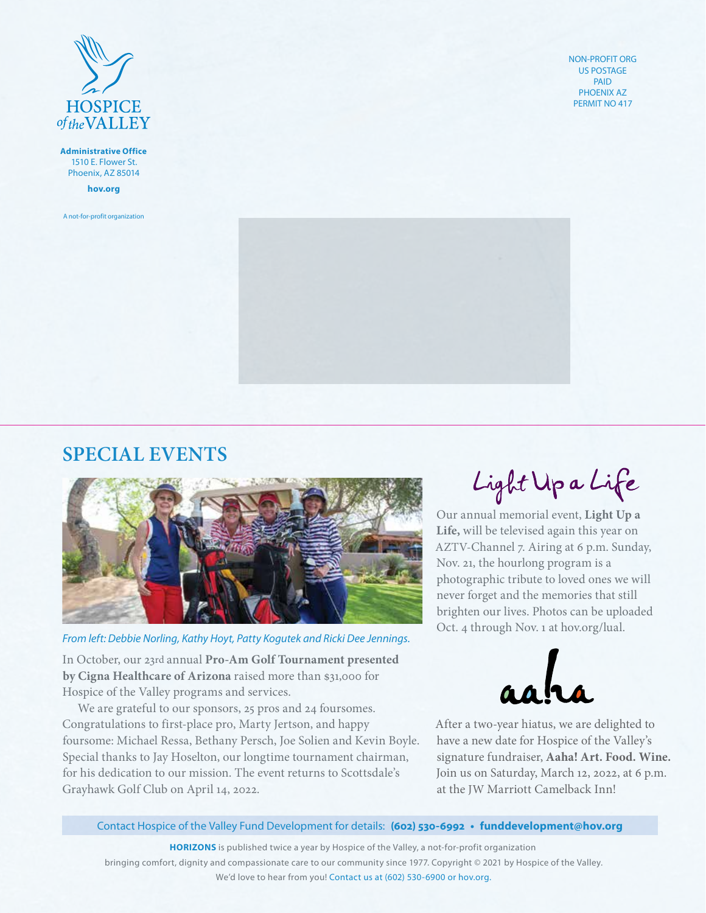HOSPICE of the VALLEY

**Administrative Office**
1510 E. Flower St.
Phoenix, AZ 85014

**hov.org**

A not-for-profit organization

NON-PROFIT ORG
US POSTAGE
PAID
PHOENIX AZ
PERMIT NO 417

## SPECIAL EVENTS

*From left: Debbie Norling, Kathy Hoyt, Patty Kogutek and Ricki Dee Jennings.*

In October, our 23rd annual **Pro-Am Golf Tournament presented by Cigna Healthcare of Arizona** raised more than $31,000 for Hospice of the Valley programs and services.

We are grateful to our sponsors, 25 pros and 24 foursomes. Congratulations to first-place pro, Marty Jertson, and happy foursome: Michael Ressa, Bethany Persch, Joe Solien and Kevin Boyle. Special thanks to Jay Hoselton, our longtime tournament chairman, for his dedication to our mission. The event returns to Scottsdale's Grayhawk Golf Club on April 14, 2022.

### Light Up a Life

Our annual memorial event, **Light Up a Life,** will be televised again this year on AZTV-Channel 7. Airing at 6 p.m. Sunday, Nov. 21, the hourlong program is a photographic tribute to loved ones we will never forget and the memories that still brighten our lives. Photos can be uploaded Oct. 4 through Nov. 1 at hov.org/lual.

### aaha

After a two-year hiatus, we are delighted to have a new date for Hospice of the Valley's signature fundraiser, **Aaha! Art. Food. Wine.** Join us on Saturday, March 12, 2022, at 6 p.m. at the JW Marriott Camelback Inn!

Contact Hospice of the Valley Fund Development for details: **(602) 530-6992 • funddevelopment@hov.org**

**HORIZONS** is published twice a year by Hospice of the Valley, a not-for-profit organization bringing comfort, dignity and compassionate care to our community since 1977. Copyright © 2021 by Hospice of the Valley.
We'd love to hear from you! Contact us at (602) 530-6900 or hov.org.